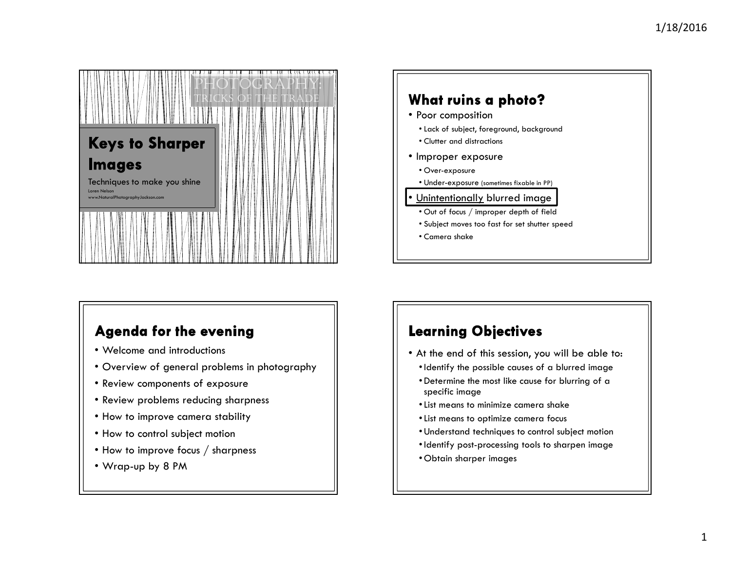PHOTOGRAPHY:
TRICKS OF THE TRADE

# Keys to Sharper Images

Techniques to make you shine

Loren Nelson
www.NaturalPhotographyJackson.com

## What ruins a photo?

- Poor composition
  - Lack of subject, foreground, background
  - Clutter and distractions
- Improper exposure
  - Over-exposure
  - Under-exposure (sometimes fixable in PP)
- Unintentionally blurred image
  - Out of focus / improper depth of field
  - Subject moves too fast for set shutter speed
  - Camera shake

## Agenda for the evening

- Welcome and introductions
- Overview of general problems in photography
- Review components of exposure
- Review problems reducing sharpness
- How to improve camera stability
- How to control subject motion
- How to improve focus / sharpness
- Wrap-up by 8 PM

## Learning Objectives

- At the end of this session, you will be able to:
  - Identify the possible causes of a blurred image
  - Determine the most like cause for blurring of a specific image
  - List means to minimize camera shake
  - List means to optimize camera focus
  - Understand techniques to control subject motion
  - Identify post-processing tools to sharpen image
  - Obtain sharper images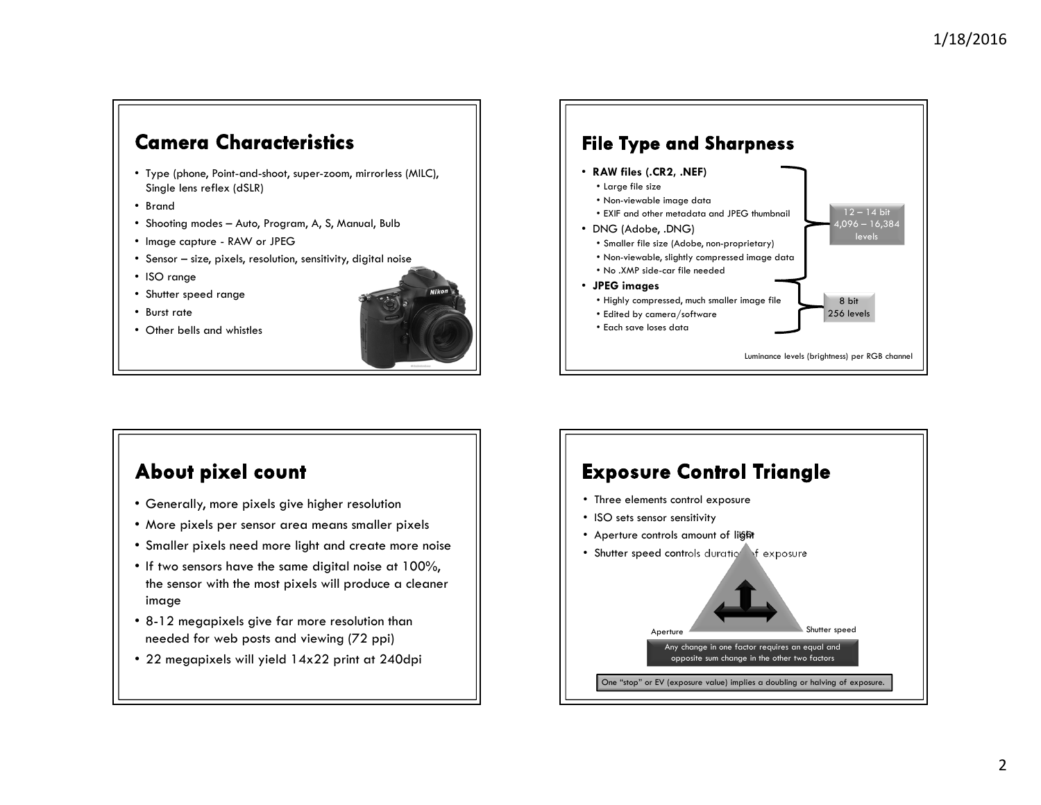## Camera Characteristics

- Type (phone, Point-and-shoot, super-zoom, mirrorless (MILC), Single lens reflex (dSLR)
- Brand
- Shooting modes – Auto, Program, A, S, Manual, Bulb
- Image capture - RAW or JPEG
- Sensor – size, pixels, resolution, sensitivity, digital noise
- ISO range
- Shutter speed range
- Burst rate
- Other bells and whistles

## File Type and Sharpness

- **RAW files (.CR2, .NEF)**
  - Large file size
  - Non-viewable image data
  - EXIF and other metadata and JPEG thumbnail
- DNG (Adobe, .DNG)
  - Smaller file size (Adobe, non-proprietary)
  - Non-viewable, slightly compressed image data
  - No .XMP side-car file needed
- **JPEG images**
  - Highly compressed, much smaller image file
  - Edited by camera/software
  - Each save loses data

12 – 14 bit 4,096 – 16,384 levels

8 bit 256 levels

Luminance levels (brightness) per RGB channel

## About pixel count

- Generally, more pixels give higher resolution
- More pixels per sensor area means smaller pixels
- Smaller pixels need more light and create more noise
- If two sensors have the same digital noise at 100%, the sensor with the most pixels will produce a cleaner image
- 8-12 megapixels give far more resolution than needed for web posts and viewing (72 ppi)
- 22 megapixels will yield 14x22 print at 240dpi

## Exposure Control Triangle

- Three elements control exposure
- ISO sets sensor sensitivity
- Aperture controls amount of light
- Shutter speed controls duration of exposure

ISO

Aperture

Shutter speed

Any change in one factor requires an equal and opposite sum change in the other two factors

One "stop" or EV (exposure value) implies a doubling or halving of exposure.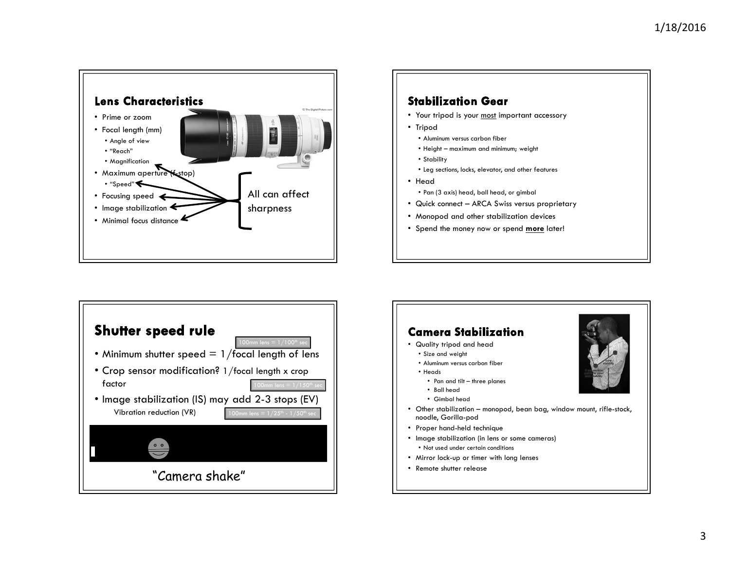## Lens Characteristics

- Prime or zoom
- Focal length (mm)
  - Angle of view
  - "Reach"
  - Magnification
- Maximum aperture (f-stop)
  - "Speed"
- Focusing speed
- Image stabilization
- Minimal focus distance

All can affect sharpness

## Stabilization Gear

- Your tripod is your most important accessory
- Tripod
  - Aluminum versus carbon fiber
  - Height – maximum and minimum; weight
  - Stability
  - Leg sections, locks, elevator, and other features
- Head
  - Pan (3 axis) head, ball head, or gimbal
- Quick connect – ARCA Swiss versus proprietary
- Monopod and other stabilization devices
- Spend the money now or spend **more** later!

## Shutter speed rule

- Minimum shutter speed = 1/focal length of lens (100mm lens = 1/100th sec)
- Crop sensor modification? 1/focal length x crop factor (100mm lens = 1/150th sec)
- Image stabilization (IS) may add 2-3 stops (EV)
  - Vibration reduction (VR) (100mm lens = 1/25th - 1/50th sec)

"Camera shake"

## Camera Stabilization

- Quality tripod and head
  - Size and weight
  - Aluminum versus carbon fiber
  - Heads
    - Pan and tilt – three planes
    - Ball head
    - Gimbal head
- Other stabilization – monopod, bean bag, window mount, rifle-stock, noodle, Gorilla-pod
- Proper hand-held technique
- Image stabilization (in lens or some cameras)
  - Not used under certain conditions
- Mirror lock-up or timer with long lenses
- Remote shutter release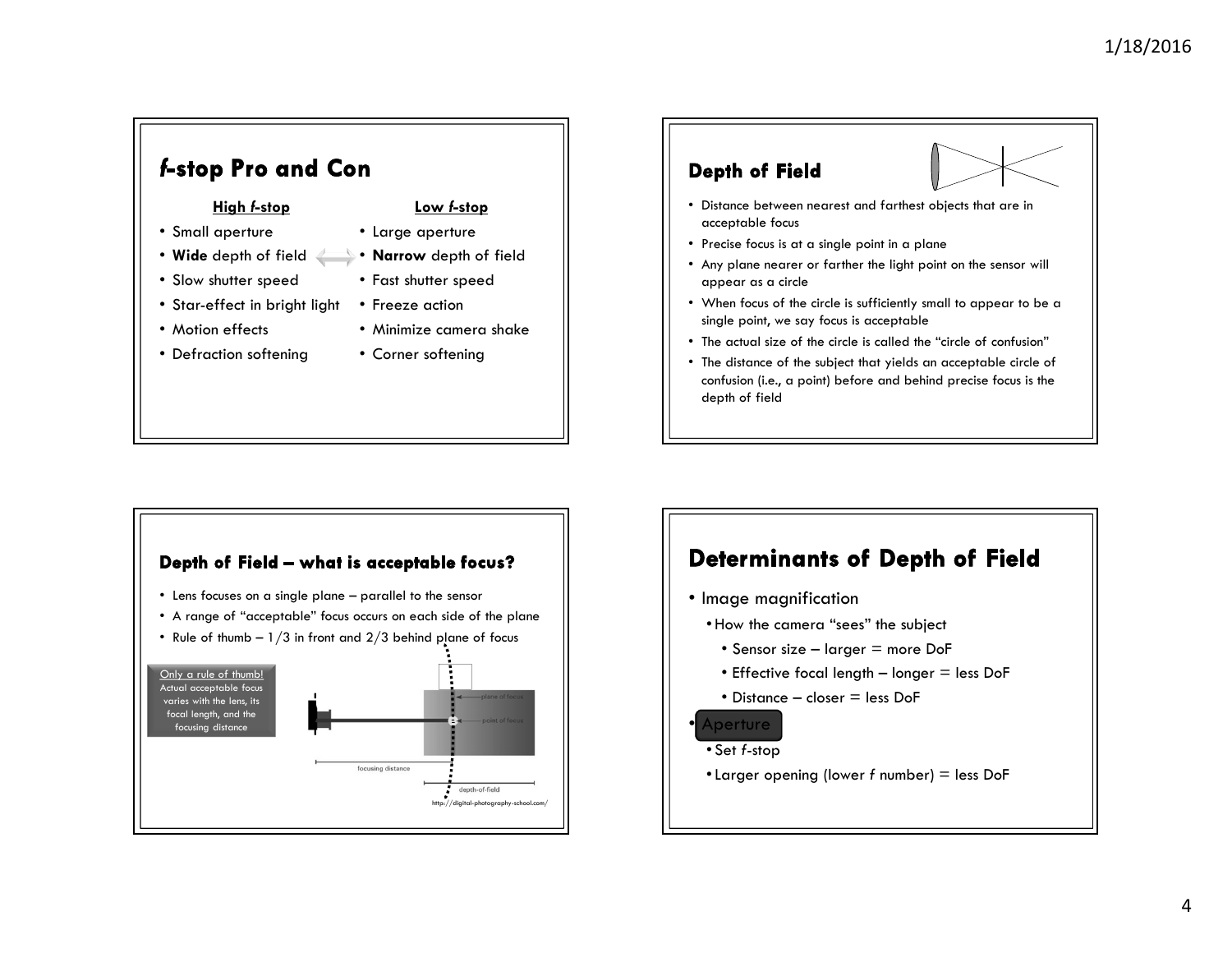## *f*-stop Pro and Con

| **High *f*-stop** | **Low *f*-stop** |
| --- | --- |
| Small aperture | Large aperture |
| **Wide** depth of field | **Narrow** depth of field |
| Slow shutter speed | Fast shutter speed |
| Star-effect in bright light | Freeze action |
| Motion effects | Minimize camera shake |
| Defraction softening | Corner softening |

## Depth of Field

- Distance between nearest and farthest objects that are in acceptable focus
- Precise focus is at a single point in a plane
- Any plane nearer or farther the light point on the sensor will appear as a circle
- When focus of the circle is sufficiently small to appear to be a single point, we say focus is acceptable
- The actual size of the circle is called the "circle of confusion"
- The distance of the subject that yields an acceptable circle of confusion (i.e., a point) before and behind precise focus is the depth of field

## Depth of Field – what is acceptable focus?

- Lens focuses on a single plane – parallel to the sensor
- A range of "acceptable" focus occurs on each side of the plane
- Rule of thumb – 1/3 in front and 2/3 behind plane of focus

Only a rule of thumb! Actual acceptable focus varies with the lens, its focal length, and the focusing distance

plane of focus

point of focus

focusing distance

depth-of-field

http://digital-photography-school.com/

## Determinants of Depth of Field

- Image magnification
  - How the camera "sees" the subject
    - Sensor size – larger = more DoF
    - Effective focal length – longer = less DoF
    - Distance – closer = less DoF
- Aperture
  - Set *f*-stop
  - Larger opening (lower *f* number) = less DoF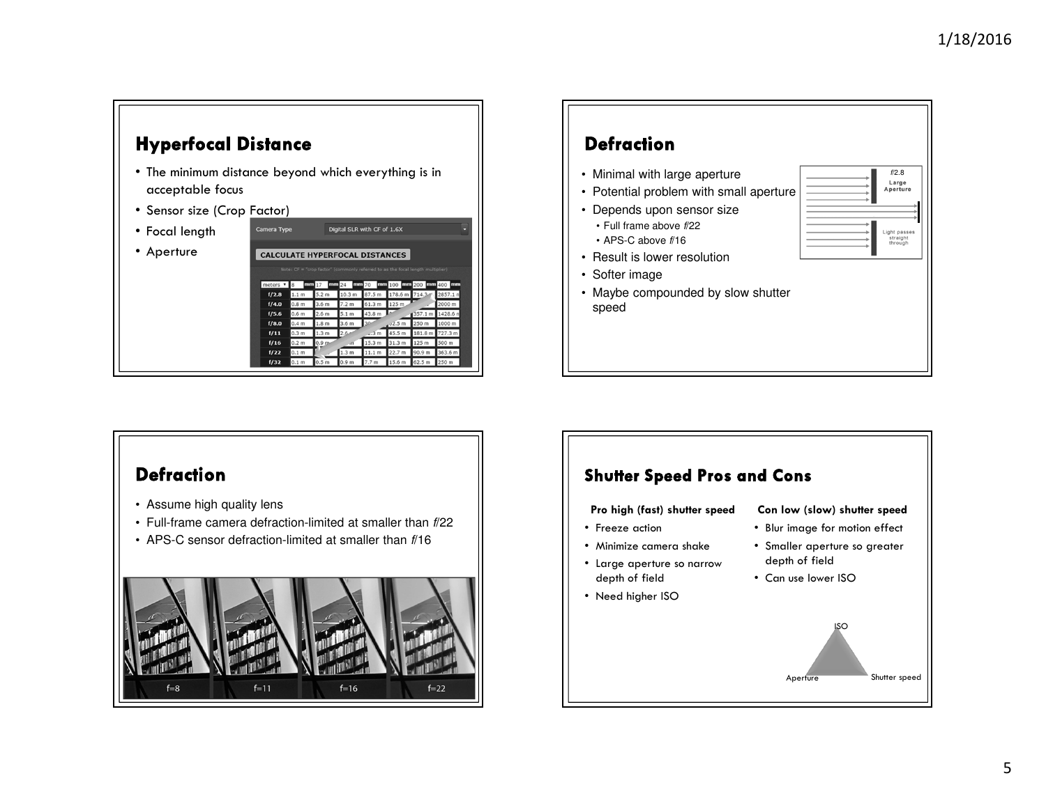## Hyperfocal Distance

- The minimum distance beyond which everything is in acceptable focus
- Sensor size (Crop Factor)
- Focal length
- Aperture

## Defraction

- Minimal with large aperture
- Potential problem with small aperture
- Depends upon sensor size
  - Full frame above *f*/22
  - APS-C above *f*/16
- Result is lower resolution
- Softer image
- Maybe compounded by slow shutter speed

## Defraction

- Assume high quality lens
- Full-frame camera defraction-limited at smaller than *f*/22
- APS-C sensor defraction-limited at smaller than *f*/16

## Shutter Speed Pros and Cons

**Pro high (fast) shutter speed**

- Freeze action
- Minimize camera shake
- Large aperture so narrow depth of field
- Need higher ISO

**Con low (slow) shutter speed**

- Blur image for motion effect
- Smaller aperture so greater depth of field
- Can use lower ISO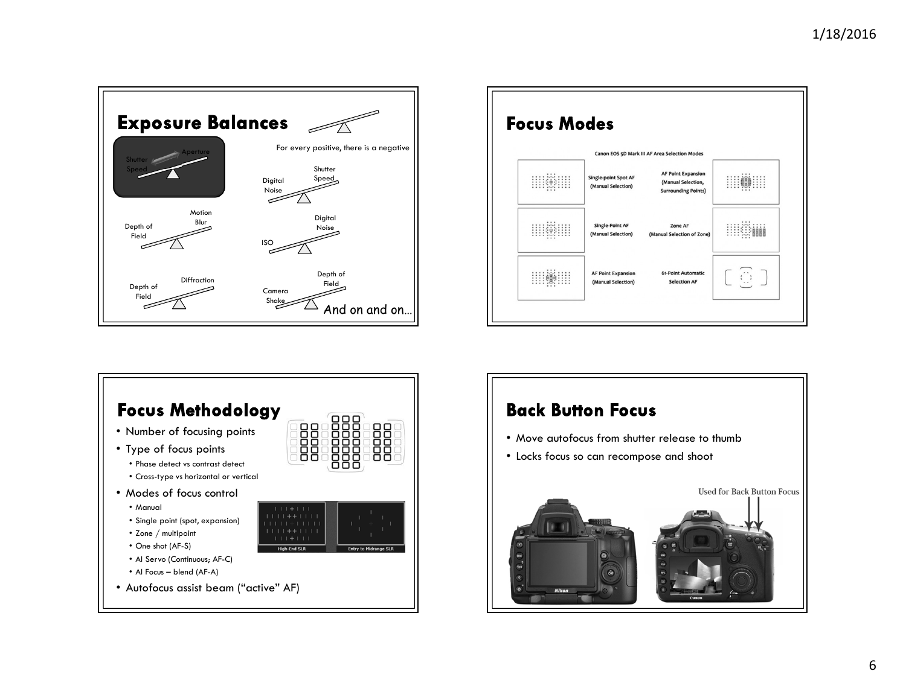## Exposure Balances

For every positive, there is a negative

- Shutter Speed / Aperture
- Digital Noise / Shutter Speed
- Depth of Field / Motion Blur
- ISO / Digital Noise
- Depth of Field / Diffraction
- Camera Shake / Depth of Field

And on and on…

## Focus Modes

Canon EOS 5D Mark III AF Area Selection Modes

- Single-point Spot AF (Manual Selection)
- AF Point Expansion (Manual Selection, Surrounding Points)
- Single-Point AF (Manual Selection)
- Zone AF (Manual Selection of Zone)
- AF Point Expansion (Manual Selection)
- 61-Point Automatic Selection AF

## Focus Methodology

- Number of focusing points
- Type of focus points
  - Phase detect vs contrast detect
  - Cross-type vs horizontal or vertical
- Modes of focus control
  - Manual
  - Single point (spot, expansion)
  - Zone / multipoint
  - One shot (AF-S)
  - AI Servo (Continuous; AF-C)
  - AI Focus – blend (AF-A)
- Autofocus assist beam ("active" AF)

High-End SLR | Entry to Midrange SLR

## Back Button Focus

- Move autofocus from shutter release to thumb
- Locks focus so can recompose and shoot

Used for Back Button Focus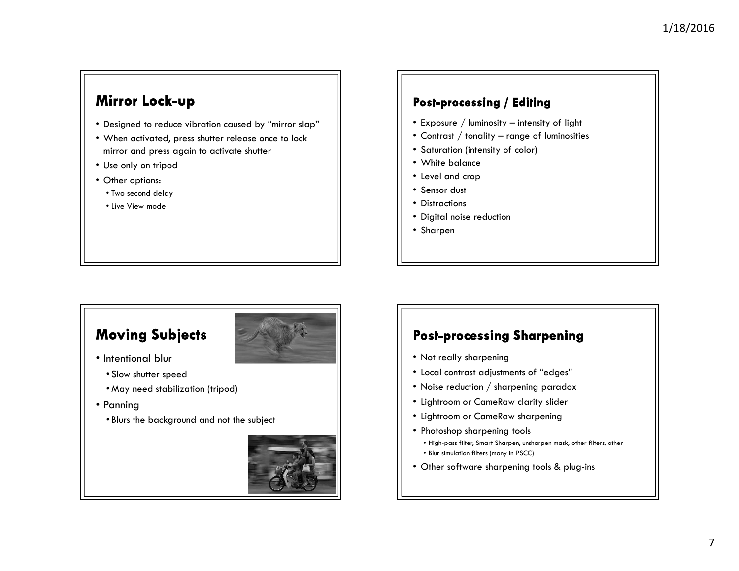## Mirror Lock-up

- Designed to reduce vibration caused by "mirror slap"
- When activated, press shutter release once to lock mirror and press again to activate shutter
- Use only on tripod
- Other options:
  - Two second delay
  - Live View mode

## Post-processing / Editing

- Exposure / luminosity – intensity of light
- Contrast / tonality – range of luminosities
- Saturation (intensity of color)
- White balance
- Level and crop
- Sensor dust
- Distractions
- Digital noise reduction
- Sharpen

## Moving Subjects

- Intentional blur
  - Slow shutter speed
  - May need stabilization (tripod)
- Panning
  - Blurs the background and not the subject

## Post-processing Sharpening

- Not really sharpening
- Local contrast adjustments of "edges"
- Noise reduction / sharpening paradox
- Lightroom or CameRaw clarity slider
- Lightroom or CameRaw sharpening
- Photoshop sharpening tools
  - High-pass filter, Smart Sharpen, unsharpen mask, other filters, other
  - Blur simulation filters (many in PSCC)
- Other software sharpening tools & plug-ins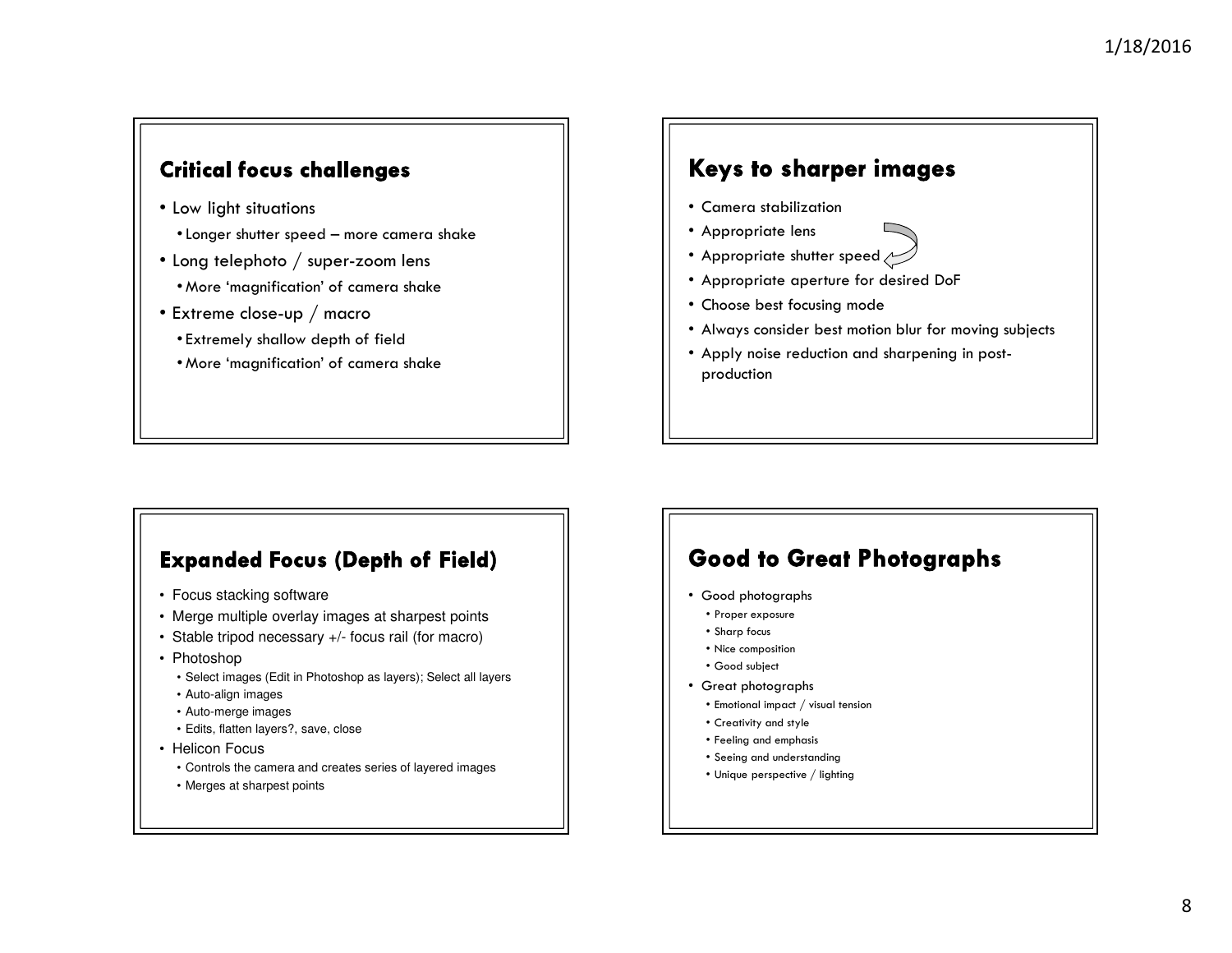## Critical focus challenges

- Low light situations
  - Longer shutter speed – more camera shake
- Long telephoto / super-zoom lens
  - More 'magnification' of camera shake
- Extreme close-up / macro
  - Extremely shallow depth of field
  - More 'magnification' of camera shake

## Keys to sharper images

- Camera stabilization
- Appropriate lens
- Appropriate shutter speed
- Appropriate aperture for desired DoF
- Choose best focusing mode
- Always consider best motion blur for moving subjects
- Apply noise reduction and sharpening in post-production

## Expanded Focus (Depth of Field)

- Focus stacking software
- Merge multiple overlay images at sharpest points
- Stable tripod necessary +/- focus rail (for macro)
- Photoshop
  - Select images (Edit in Photoshop as layers); Select all layers
  - Auto-align images
  - Auto-merge images
  - Edits, flatten layers?, save, close
- Helicon Focus
  - Controls the camera and creates series of layered images
  - Merges at sharpest points

## Good to Great Photographs

- Good photographs
  - Proper exposure
  - Sharp focus
  - Nice composition
  - Good subject
- Great photographs
  - Emotional impact / visual tension
  - Creativity and style
  - Feeling and emphasis
  - Seeing and understanding
  - Unique perspective / lighting